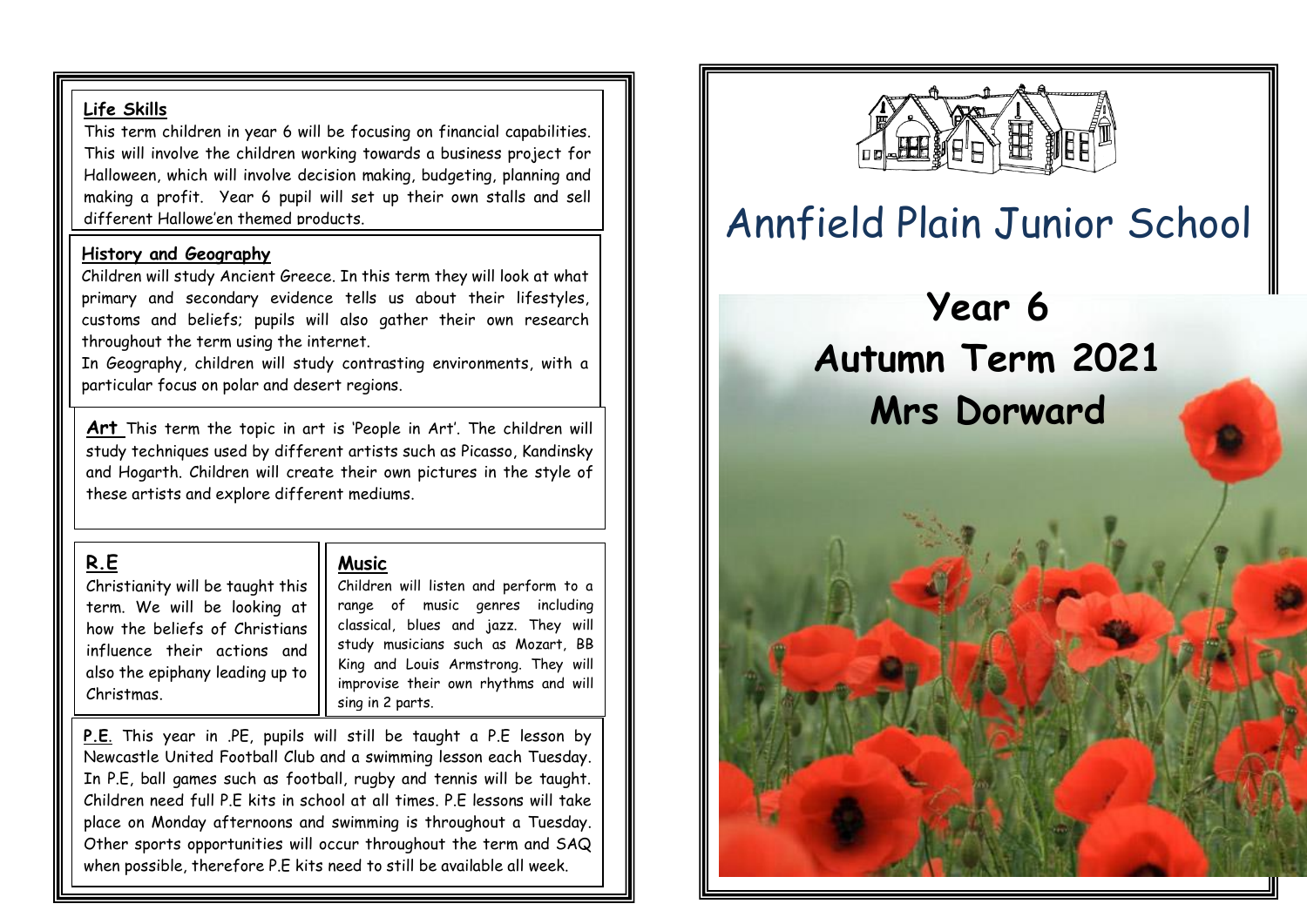# Annfield Plain Junior School

## Year 6
## Autumn Term 2021
## Mrs Dorward

### Life Skills

This term children in year 6 will be focusing on financial capabilities. This will involve the children working towards a business project for Halloween, which will involve decision making, budgeting, planning and making a profit. Year 6 pupil will set up their own stalls and sell different Hallowe'en themed products.

### History and Geography

Children will study Ancient Greece. In this term they will look at what primary and secondary evidence tells us about their lifestyles, customs and beliefs; pupils will also gather their own research throughout the term using the internet.

In Geography, children will study contrasting environments, with a particular focus on polar and desert regions.

**Art** This term the topic in art is 'People in Art'. The children will study techniques used by different artists such as Picasso, Kandinsky and Hogarth. Children will create their own pictures in the style of these artists and explore different mediums.

### R.E

Christianity will be taught this term. We will be looking at how the beliefs of Christians influence their actions and also the epiphany leading up to Christmas.

### Music

Children will listen and perform to a range of music genres including classical, blues and jazz. They will study musicians such as Mozart, BB King and Louis Armstrong. They will improvise their own rhythms and will sing in 2 parts.

**P.E.** This year in .PE, pupils will still be taught a P.E lesson by Newcastle United Football Club and a swimming lesson each Tuesday. In P.E, ball games such as football, rugby and tennis will be taught. Children need full P.E kits in school at all times. P.E lessons will take place on Monday afternoons and swimming is throughout a Tuesday. Other sports opportunities will occur throughout the term and SAQ when possible, therefore P.E kits need to still be available all week.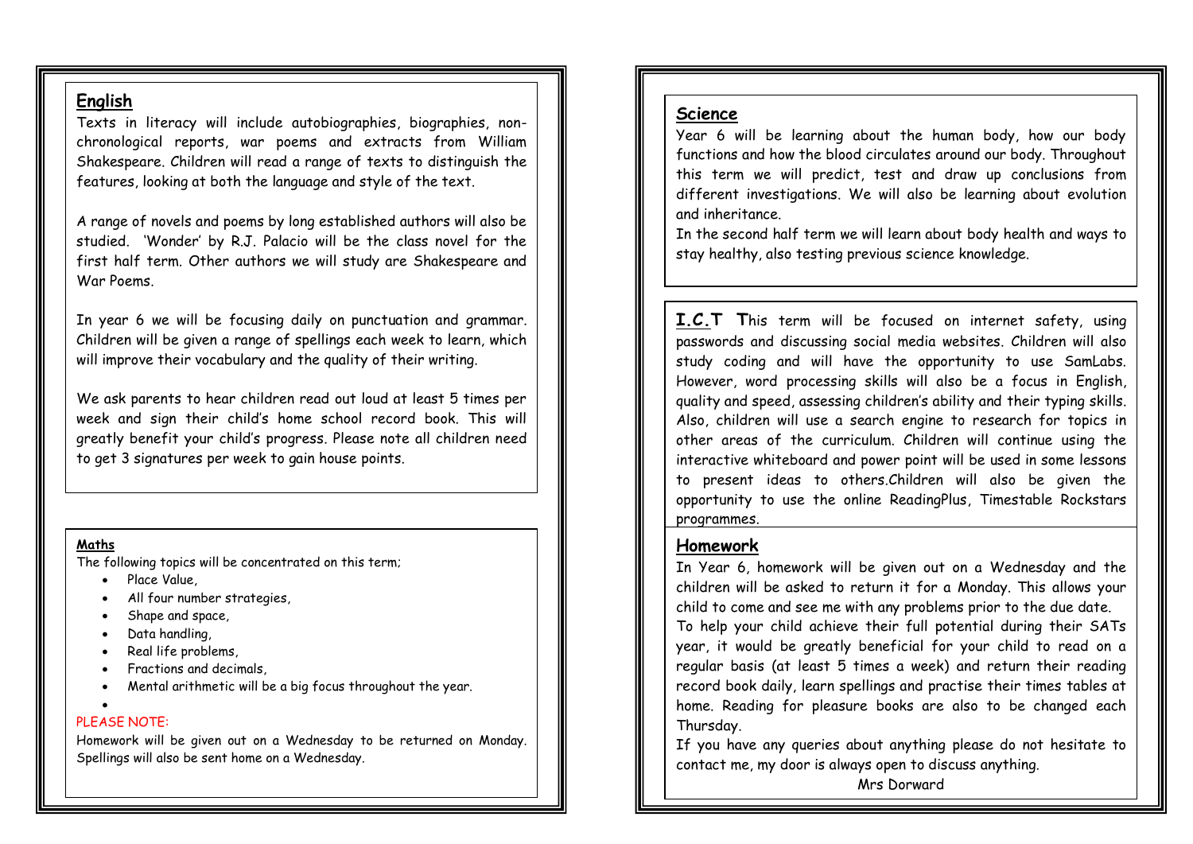## English

Texts in literacy will include autobiographies, biographies, non-chronological reports, war poems and extracts from William Shakespeare. Children will read a range of texts to distinguish the features, looking at both the language and style of the text.

A range of novels and poems by long established authors will also be studied. 'Wonder' by R.J. Palacio will be the class novel for the first half term. Other authors we will study are Shakespeare and War Poems.

In year 6 we will be focusing daily on punctuation and grammar. Children will be given a range of spellings each week to learn, which will improve their vocabulary and the quality of their writing.

We ask parents to hear children read out loud at least 5 times per week and sign their child's home school record book. This will greatly benefit your child's progress. Please note all children need to get 3 signatures per week to gain house points.

## Maths

The following topics will be concentrated on this term;

- Place Value,
- All four number strategies,
- Shape and space,
- Data handling,
- Real life problems,
- Fractions and decimals,
- Mental arithmetic will be a big focus throughout the year.

PLEASE NOTE:

Homework will be given out on a Wednesday to be returned on Monday. Spellings will also be sent home on a Wednesday.

## Science

Year 6 will be learning about the human body, how our body functions and how the blood circulates around our body. Throughout this term we will predict, test and draw up conclusions from different investigations. We will also be learning about evolution and inheritance.

In the second half term we will learn about body health and ways to stay healthy, also testing previous science knowledge.

**I.C.T** This term will be focused on internet safety, using passwords and discussing social media websites. Children will also study coding and will have the opportunity to use SamLabs. However, word processing skills will also be a focus in English, quality and speed, assessing children's ability and their typing skills. Also, children will use a search engine to research for topics in other areas of the curriculum. Children will continue using the interactive whiteboard and power point will be used in some lessons to present ideas to others.Children will also be given the opportunity to use the online ReadingPlus, Timestable Rockstars programmes.

## Homework

In Year 6, homework will be given out on a Wednesday and the children will be asked to return it for a Monday. This allows your child to come and see me with any problems prior to the due date.

To help your child achieve their full potential during their SATs year, it would be greatly beneficial for your child to read on a regular basis (at least 5 times a week) and return their reading record book daily, learn spellings and practise their times tables at home. Reading for pleasure books are also to be changed each Thursday.

If you have any queries about anything please do not hesitate to contact me, my door is always open to discuss anything.

Mrs Dorward